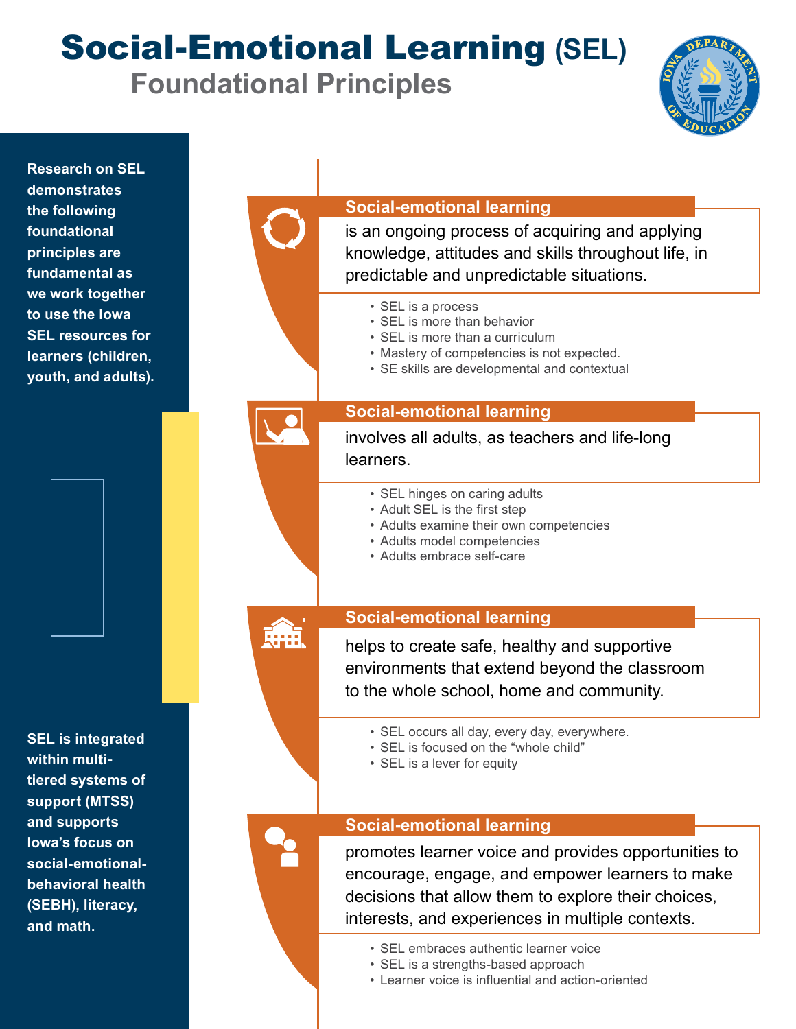# Social-Emotional Learning (SEL)

## Foundational Principles

**Research on SEL demonstrates the following foundational principles are fundamental as we work together to use the Iowa SEL resources for learners (children, youth, and adults).**

### Social-emotional learning

is an ongoing process of acquiring and applying knowledge, attitudes and skills throughout life, in predictable and unpredictable situations.

- SEL is a process
- SEL is more than behavior
- SEL is more than a curriculum
- Mastery of competencies is not expected.
- SE skills are developmental and contextual

### Social-emotional learning

involves all adults, as teachers and life-long learners.

- SEL hinges on caring adults
- Adult SEL is the first step
- Adults examine their own competencies
- Adults model competencies
- Adults embrace self-care

### Social-emotional learning

helps to create safe, healthy and supportive environments that extend beyond the classroom to the whole school, home and community.

- SEL occurs all day, every day, everywhere.
- SEL is focused on the "whole child"
- SEL is a lever for equity

### Social-emotional learning

promotes learner voice and provides opportunities to encourage, engage, and empower learners to make decisions that allow them to explore their choices, interests, and experiences in multiple contexts.

- SEL embraces authentic learner voice
- SEL is a strengths-based approach
- Learner voice is influential and action-oriented

**SEL is integrated within multi-tiered systems of support (MTSS) and supports Iowa's focus on social-emotional-behavioral health (SEBH), literacy, and math.**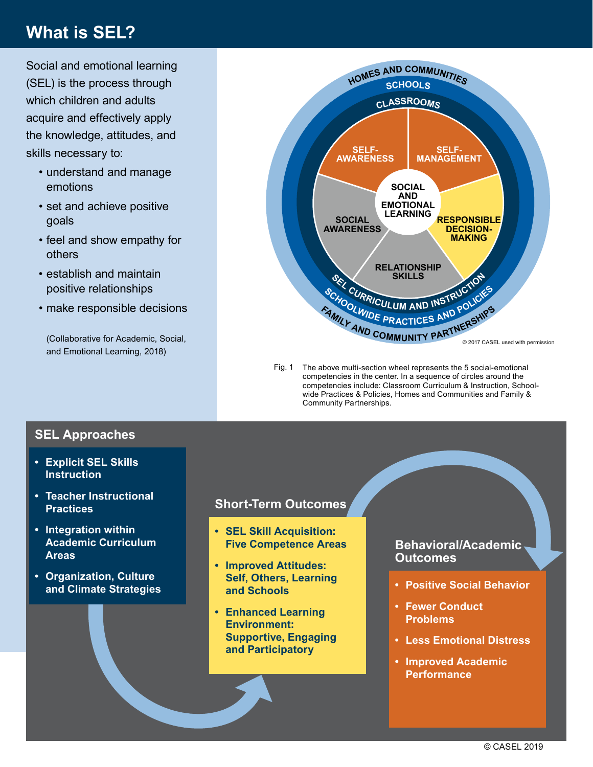# What is SEL?

Social and emotional learning (SEL) is the process through which children and adults acquire and effectively apply the knowledge, attitudes, and skills necessary to:

- understand and manage emotions
- set and achieve positive goals
- feel and show empathy for others
- establish and maintain positive relationships
- make responsible decisions

(Collaborative for Academic, Social, and Emotional Learning, 2018)

HOMES AND COMMUNITIES
SCHOOLS
CLASSROOMS
SELF-AWARENESS
SELF-MANAGEMENT
SOCIAL AND EMOTIONAL LEARNING
SOCIAL AWARENESS
RESPONSIBLE DECISION-MAKING
RELATIONSHIP SKILLS
SEL CURRICULUM AND INSTRUCTION
SCHOOLWIDE PRACTICES AND POLICIES
FAMILY AND COMMUNITY PARTNERSHIPS

© 2017 CASEL used with permission

Fig. 1 The above multi-section wheel represents the 5 social-emotional competencies in the center. In a sequence of circles around the competencies include: Classroom Curriculum & Instruction, School-wide Practices & Policies, Homes and Communities and Family & Community Partnerships.

## SEL Approaches

- **Explicit SEL Skills Instruction**
- **Teacher Instructional Practices**
- **Integration within Academic Curriculum Areas**
- **Organization, Culture and Climate Strategies**

## Short-Term Outcomes

- **SEL Skill Acquisition: Five Competence Areas**
- **Improved Attitudes: Self, Others, Learning and Schools**
- **Enhanced Learning Environment: Supportive, Engaging and Participatory**

## Behavioral/Academic Outcomes

- **Positive Social Behavior**
- **Fewer Conduct Problems**
- **Less Emotional Distress**
- **Improved Academic Performance**

© CASEL 2019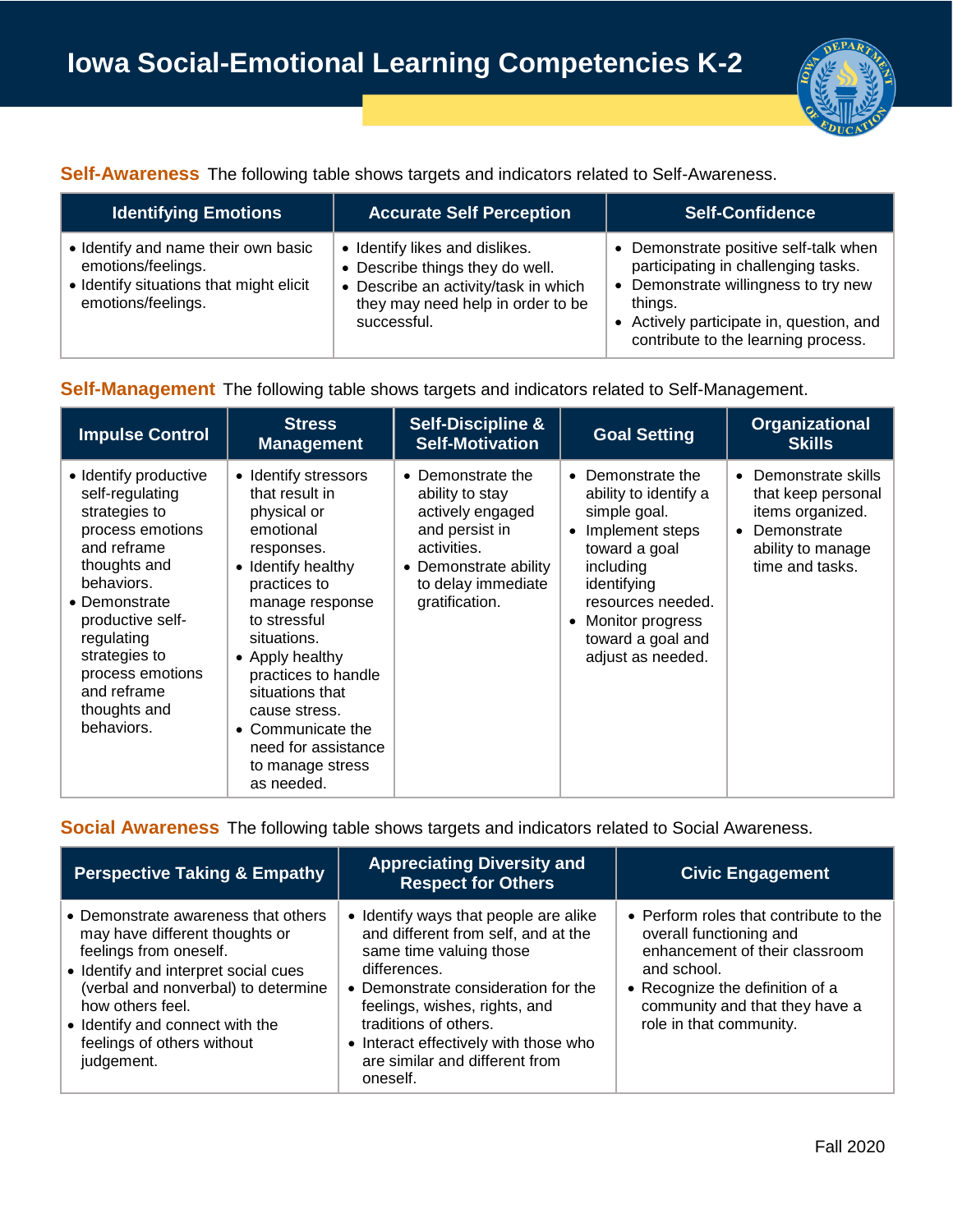# Iowa Social-Emotional Learning Competencies K-2

**Self-Awareness** The following table shows targets and indicators related to Self-Awareness.

| Identifying Emotions | Accurate Self Perception | Self-Confidence |
|---|---|---|
| • Identify and name their own basic emotions/feelings.<br>• Identify situations that might elicit emotions/feelings. | • Identify likes and dislikes.<br>• Describe things they do well.<br>• Describe an activity/task in which they may need help in order to be successful. | • Demonstrate positive self-talk when participating in challenging tasks.<br>• Demonstrate willingness to try new things.<br>• Actively participate in, question, and contribute to the learning process. |

**Self-Management** The following table shows targets and indicators related to Self-Management.

| Impulse Control | Stress Management | Self-Discipline & Self-Motivation | Goal Setting | Organizational Skills |
|---|---|---|---|---|
| • Identify productive self-regulating strategies to process emotions and reframe thoughts and behaviors.<br>• Demonstrate productive self-regulating strategies to process emotions and reframe thoughts and behaviors. | • Identify stressors that result in physical or emotional responses.<br>• Identify healthy practices to manage response to stressful situations.<br>• Apply healthy practices to handle situations that cause stress.<br>• Communicate the need for assistance to manage stress as needed. | • Demonstrate the ability to stay actively engaged and persist in activities.<br>• Demonstrate ability to delay immediate gratification. | • Demonstrate the ability to identify a simple goal.<br>• Implement steps toward a goal including identifying resources needed.<br>• Monitor progress toward a goal and adjust as needed. | • Demonstrate skills that keep personal items organized.<br>• Demonstrate ability to manage time and tasks. |

**Social Awareness** The following table shows targets and indicators related to Social Awareness.

| Perspective Taking & Empathy | Appreciating Diversity and Respect for Others | Civic Engagement |
|---|---|---|
| • Demonstrate awareness that others may have different thoughts or feelings from oneself.<br>• Identify and interpret social cues (verbal and nonverbal) to determine how others feel.<br>• Identify and connect with the feelings of others without judgement. | • Identify ways that people are alike and different from self, and at the same time valuing those differences.<br>• Demonstrate consideration for the feelings, wishes, rights, and traditions of others.<br>• Interact effectively with those who are similar and different from oneself. | • Perform roles that contribute to the overall functioning and enhancement of their classroom and school.<br>• Recognize the definition of a community and that they have a role in that community. |

Fall 2020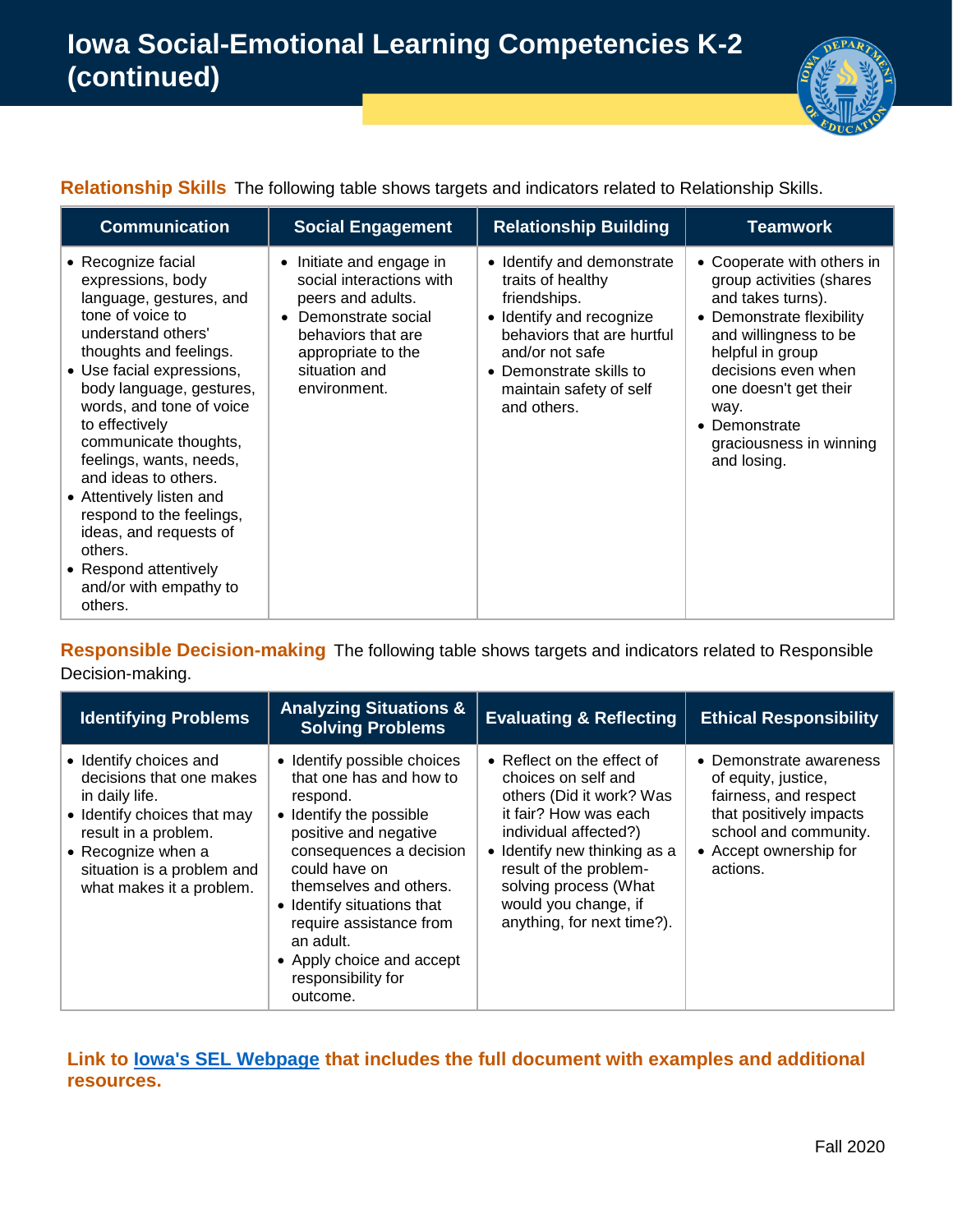# Iowa Social-Emotional Learning Competencies K-2 (continued)

**Relationship Skills** The following table shows targets and indicators related to Relationship Skills.

| Communication | Social Engagement | Relationship Building | Teamwork |
|---|---|---|---|
| • Recognize facial expressions, body language, gestures, and tone of voice to understand others' thoughts and feelings.<br>• Use facial expressions, body language, gestures, words, and tone of voice to effectively communicate thoughts, feelings, wants, needs, and ideas to others.<br>• Attentively listen and respond to the feelings, ideas, and requests of others.<br>• Respond attentively and/or with empathy to others. | • Initiate and engage in social interactions with peers and adults.<br>• Demonstrate social behaviors that are appropriate to the situation and environment. | • Identify and demonstrate traits of healthy friendships.<br>• Identify and recognize behaviors that are hurtful and/or not safe<br>• Demonstrate skills to maintain safety of self and others. | • Cooperate with others in group activities (shares and takes turns).<br>• Demonstrate flexibility and willingness to be helpful in group decisions even when one doesn't get their way.<br>• Demonstrate graciousness in winning and losing. |

**Responsible Decision-making** The following table shows targets and indicators related to Responsible Decision-making.

| Identifying Problems | Analyzing Situations & Solving Problems | Evaluating & Reflecting | Ethical Responsibility |
|---|---|---|---|
| • Identify choices and decisions that one makes in daily life.<br>• Identify choices that may result in a problem.<br>• Recognize when a situation is a problem and what makes it a problem. | • Identify possible choices that one has and how to respond.<br>• Identify the possible positive and negative consequences a decision could have on themselves and others.<br>• Identify situations that require assistance from an adult.<br>• Apply choice and accept responsibility for outcome. | • Reflect on the effect of choices on self and others (Did it work? Was it fair? How was each individual affected?)<br>• Identify new thinking as a result of the problem-solving process (What would you change, if anything, for next time?). | • Demonstrate awareness of equity, justice, fairness, and respect that positively impacts school and community.<br>• Accept ownership for actions. |

**Link to Iowa's SEL Webpage that includes the full document with examples and additional resources.**

Fall 2020